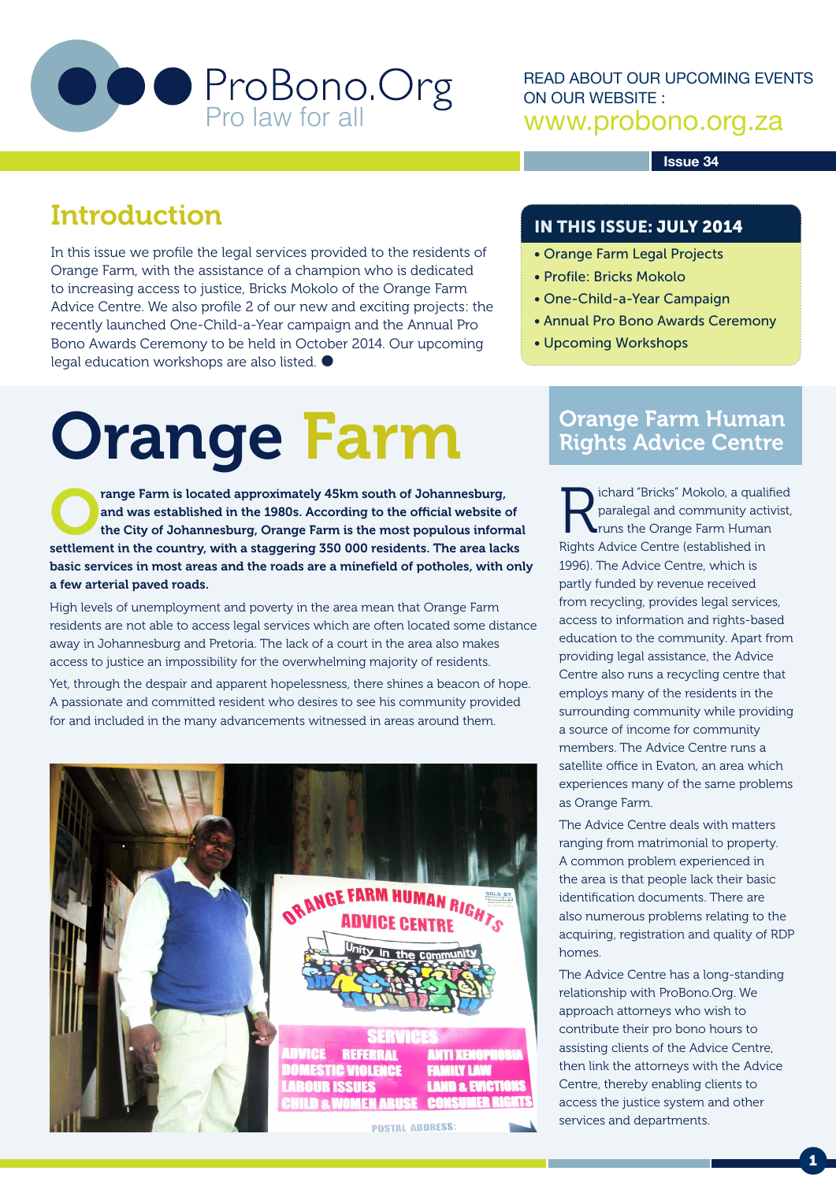# ProBono.Org

Pro law for all

READ ABOUT OUR UPCOMING EVENTS ON OUR WEBSITE : www.probono.org.za

Issue 34

## Introduction

In this issue we profile the legal services provided to the residents of Orange Farm, with the assistance of a champion who is dedicated to increasing access to justice, Bricks Mokolo of the Orange Farm Advice Centre. We also profile 2 of our new and exciting projects: the recently launched One-Child-a-Year campaign and the Annual Pro Bono Awards Ceremony to be held in October 2014. Our upcoming legal education workshops are also listed.

### IN THIS ISSUE: JULY 2014

- Orange Farm Legal Projects
- Profile: Bricks Mokolo
- One-Child-a-Year Campaign
- Annual Pro Bono Awards Ceremony
- Upcoming Workshops

# Orange Farm

**Orange Farm is located approximately 45km south of Johannesburg, and was established in the 1980s. According to the official website of the City of Johannesburg, Orange Farm is the most populous informal settlement in the country, with a staggering 350 000 residents. The area lacks basic services in most areas and the roads are a minefield of potholes, with only a few arterial paved roads.**

High levels of unemployment and poverty in the area mean that Orange Farm residents are not able to access legal services which are often located some distance away in Johannesburg and Pretoria. The lack of a court in the area also makes access to justice an impossibility for the overwhelming majority of residents.

Yet, through the despair and apparent hopelessness, there shines a beacon of hope. A passionate and committed resident who desires to see his community provided for and included in the many advancements witnessed in areas around them.

## Orange Farm Human Rights Advice Centre

Richard "Bricks" Mokolo, a qualified paralegal and community activist, runs the Orange Farm Human Rights Advice Centre (established in 1996). The Advice Centre, which is partly funded by revenue received from recycling, provides legal services, access to information and rights-based education to the community. Apart from providing legal assistance, the Advice Centre also runs a recycling centre that employs many of the residents in the surrounding community while providing a source of income for community members. The Advice Centre runs a satellite office in Evaton, an area which experiences many of the same problems as Orange Farm.

The Advice Centre deals with matters ranging from matrimonial to property. A common problem experienced in the area is that people lack their basic identification documents. There are also numerous problems relating to the acquiring, registration and quality of RDP homes.

The Advice Centre has a long-standing relationship with ProBono.Org. We approach attorneys who wish to contribute their pro bono hours to assisting clients of the Advice Centre, then link the attorneys with the Advice Centre, thereby enabling clients to access the justice system and other services and departments.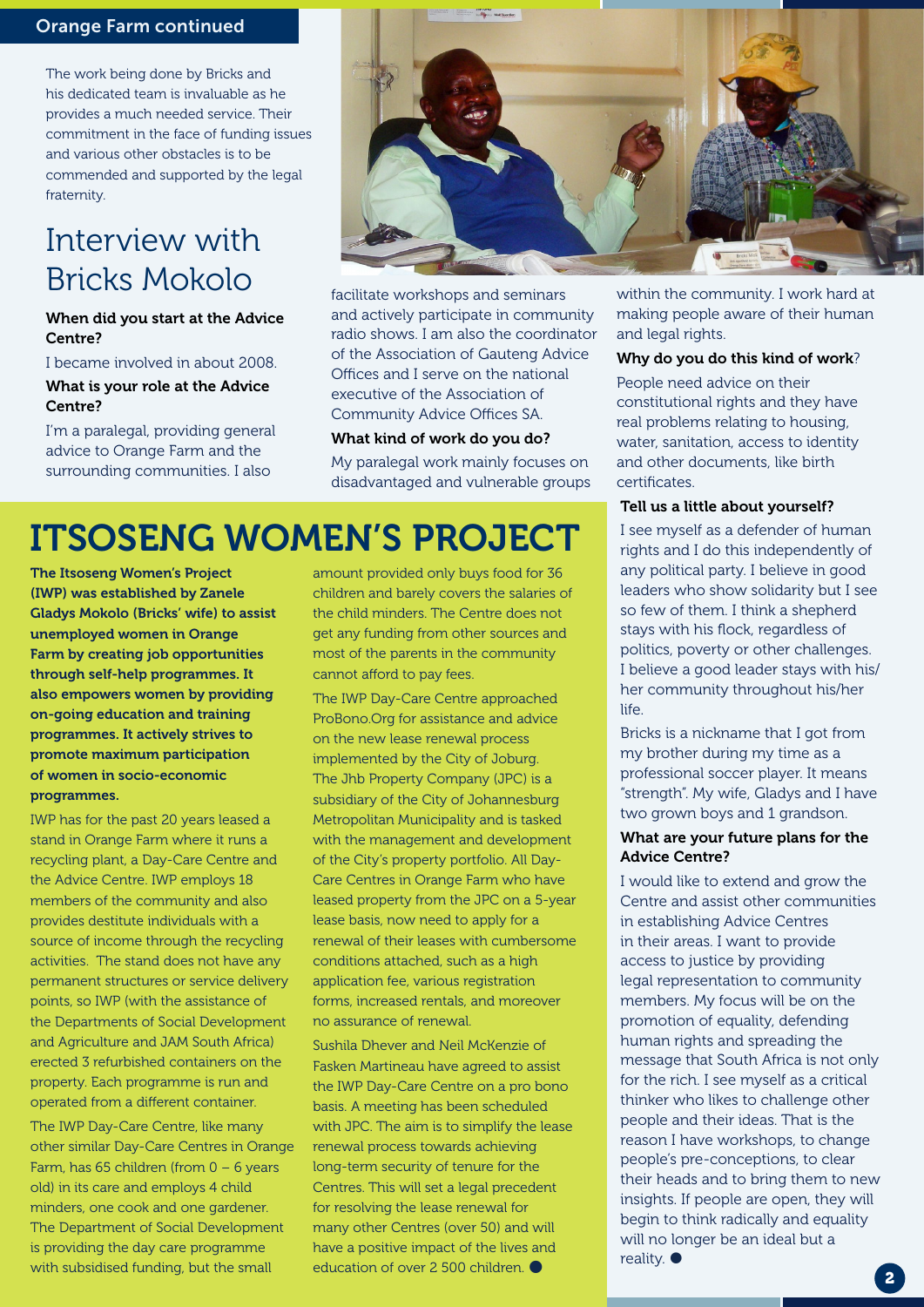## Orange Farm continued

The work being done by Bricks and his dedicated team is invaluable as he provides a much needed service. Their commitment in the face of funding issues and various other obstacles is to be commended and supported by the legal fraternity.

## Interview with Bricks Mokolo

**When did you start at the Advice Centre?**

I became involved in about 2008.

**What is your role at the Advice Centre?**

I'm a paralegal, providing general advice to Orange Farm and the surrounding communities. I also facilitate workshops and seminars and actively participate in community radio shows. I am also the coordinator of the Association of Gauteng Advice Offices and I serve on the national executive of the Association of Community Advice Offices SA.

**What kind of work do you do?**

My paralegal work mainly focuses on disadvantaged and vulnerable groups within the community. I work hard at making people aware of their human and legal rights.

**Why do you do this kind of work?**

People need advice on their constitutional rights and they have real problems relating to housing, water, sanitation, access to identity and other documents, like birth certificates.

**Tell us a little about yourself?**

I see myself as a defender of human rights and I do this independently of any political party. I believe in good leaders who show solidarity but I see so few of them. I think a shepherd stays with his flock, regardless of politics, poverty or other challenges. I believe a good leader stays with his/her community throughout his/her life.

Bricks is a nickname that I got from my brother during my time as a professional soccer player. It means "strength". My wife, Gladys and I have two grown boys and 1 grandson.

**What are your future plans for the Advice Centre?**

I would like to extend and grow the Centre and assist other communities in establishing Advice Centres in their areas. I want to provide access to justice by providing legal representation to community members. My focus will be on the promotion of equality, defending human rights and spreading the message that South Africa is not only for the rich. I see myself as a critical thinker who likes to challenge other people and their ideas. That is the reason I have workshops, to change people's pre-conceptions, to clear their heads and to bring them to new insights. If people are open, they will begin to think radically and equality will no longer be an ideal but a reality. ●

# ITSOSENG WOMEN'S PROJECT

**The Itsoseng Women's Project (IWP) was established by Zanele Gladys Mokolo (Bricks' wife) to assist unemployed women in Orange Farm by creating job opportunities through self-help programmes. It also empowers women by providing on-going education and training programmes. It actively strives to promote maximum participation of women in socio-economic programmes.**

IWP has for the past 20 years leased a stand in Orange Farm where it runs a recycling plant, a Day-Care Centre and the Advice Centre. IWP employs 18 members of the community and also provides destitute individuals with a source of income through the recycling activities. The stand does not have any permanent structures or service delivery points, so IWP (with the assistance of the Departments of Social Development and Agriculture and JAM South Africa) erected 3 refurbished containers on the property. Each programme is run and operated from a different container.

The IWP Day-Care Centre, like many other similar Day-Care Centres in Orange Farm, has 65 children (from 0 – 6 years old) in its care and employs 4 child minders, one cook and one gardener. The Department of Social Development is providing the day care programme with subsidised funding, but the small amount provided only buys food for 36 children and barely covers the salaries of the child minders. The Centre does not get any funding from other sources and most of the parents in the community cannot afford to pay fees.

The IWP Day-Care Centre approached ProBono.Org for assistance and advice on the new lease renewal process implemented by the City of Joburg. The Jhb Property Company (JPC) is a subsidiary of the City of Johannesburg Metropolitan Municipality and is tasked with the management and development of the City's property portfolio. All Day-Care Centres in Orange Farm who have leased property from the JPC on a 5-year lease basis, now need to apply for a renewal of their leases with cumbersome conditions attached, such as a high application fee, various registration forms, increased rentals, and moreover no assurance of renewal.

Sushila Dhever and Neil McKenzie of Fasken Martineau have agreed to assist the IWP Day-Care Centre on a pro bono basis. A meeting has been scheduled with JPC. The aim is to simplify the lease renewal process towards achieving long-term security of tenure for the Centres. This will set a legal precedent for resolving the lease renewal for many other Centres (over 50) and will have a positive impact of the lives and education of over 2 500 children. ●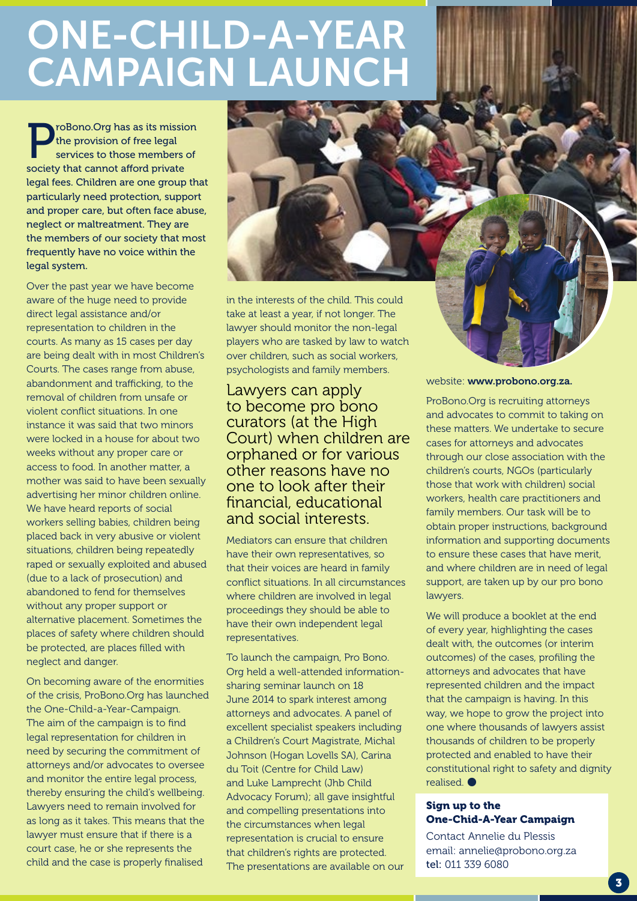# ONE-CHILD-A-YEAR CAMPAIGN LAUNCH

**ProBono.Org has as its mission the provision of free legal services to those members of society that cannot afford private legal fees. Children are one group that particularly need protection, support and proper care, but often face abuse, neglect or maltreatment. They are the members of our society that most frequently have no voice within the legal system.**

Over the past year we have become aware of the huge need to provide direct legal assistance and/or representation to children in the courts. As many as 15 cases per day are being dealt with in most Children's Courts. The cases range from abuse, abandonment and trafficking, to the removal of children from unsafe or violent conflict situations. In one instance it was said that two minors were locked in a house for about two weeks without any proper care or access to food. In another matter, a mother was said to have been sexually advertising her minor children online. We have heard reports of social workers selling babies, children being placed back in very abusive or violent situations, children being repeatedly raped or sexually exploited and abused (due to a lack of prosecution) and abandoned to fend for themselves without any proper support or alternative placement. Sometimes the places of safety where children should be protected, are places filled with neglect and danger.

On becoming aware of the enormities of the crisis, ProBono.Org has launched the One-Child-a-Year-Campaign. The aim of the campaign is to find legal representation for children in need by securing the commitment of attorneys and/or advocates to oversee and monitor the entire legal process, thereby ensuring the child's wellbeing. Lawyers need to remain involved for as long as it takes. This means that the lawyer must ensure that if there is a court case, he or she represents the child and the case is properly finalised in the interests of the child. This could take at least a year, if not longer. The lawyer should monitor the non-legal players who are tasked by law to watch over children, such as social workers, psychologists and family members.

> Lawyers can apply to become pro bono curators (at the High Court) when children are orphaned or for various other reasons have no one to look after their financial, educational and social interests.

Mediators can ensure that children have their own representatives, so that their voices are heard in family conflict situations. In all circumstances where children are involved in legal proceedings they should be able to have their own independent legal representatives.

To launch the campaign, Pro Bono. Org held a well-attended information-sharing seminar launch on 18 June 2014 to spark interest among attorneys and advocates. A panel of excellent specialist speakers including a Children's Court Magistrate, Michal Johnson (Hogan Lovells SA), Carina du Toit (Centre for Child Law) and Luke Lamprecht (Jhb Child Advocacy Forum); all gave insightful and compelling presentations into the circumstances when legal representation is crucial to ensure that children's rights are protected. The presentations are available on our website: **www.probono.org.za.**

ProBono.Org is recruiting attorneys and advocates to commit to taking on these matters. We undertake to secure cases for attorneys and advocates through our close association with the children's courts, NGOs (particularly those that work with children) social workers, health care practitioners and family members. Our task will be to obtain proper instructions, background information and supporting documents to ensure these cases that have merit, and where children are in need of legal support, are taken up by our pro bono lawyers.

We will produce a booklet at the end of every year, highlighting the cases dealt with, the outcomes (or interim outcomes) of the cases, profiling the attorneys and advocates that have represented children and the impact that the campaign is having. In this way, we hope to grow the project into one where thousands of lawyers assist thousands of children to be properly protected and enabled to have their constitutional right to safety and dignity realised.

### Sign up to the One-Chid-A-Year Campaign

Contact Annelie du Plessis
email: annelie@probono.org.za
tel: 011 339 6080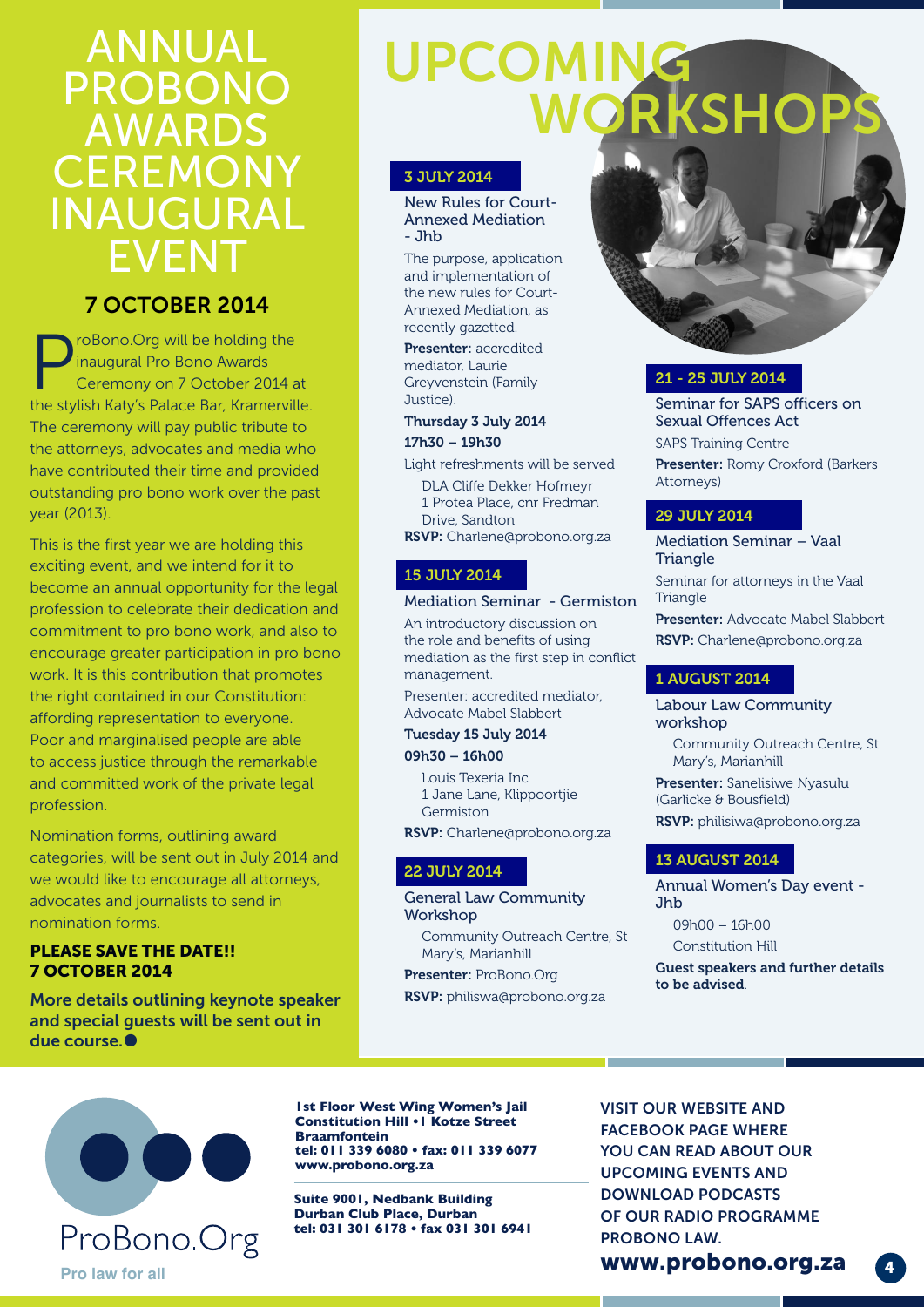# ANNUAL PROBONO AWARDS CEREMONY INAUGURAL EVENT

## 7 OCTOBER 2014

ProBono.Org will be holding the inaugural Pro Bono Awards Ceremony on 7 October 2014 at the stylish Katy's Palace Bar, Kramerville. The ceremony will pay public tribute to the attorneys, advocates and media who have contributed their time and provided outstanding pro bono work over the past year (2013).

This is the first year we are holding this exciting event, and we intend for it to become an annual opportunity for the legal profession to celebrate their dedication and commitment to pro bono work, and also to encourage greater participation in pro bono work. It is this contribution that promotes the right contained in our Constitution: affording representation to everyone. Poor and marginalised people are able to access justice through the remarkable and committed work of the private legal profession.

Nomination forms, outlining award categories, will be sent out in July 2014 and we would like to encourage all attorneys, advocates and journalists to send in nomination forms.

**PLEASE SAVE THE DATE!!**
**7 OCTOBER 2014**

**More details outlining keynote speaker and special guests will be sent out in due course.**

# UPCOMING WORKSHOPS

### 3 JULY 2014

New Rules for Court-Annexed Mediation - Jhb

The purpose, application and implementation of the new rules for Court-Annexed Mediation, as recently gazetted.

**Presenter:** accredited mediator, Laurie Greyvenstein (Family Justice).

**Thursday 3 July 2014**

**17h30 – 19h30**

Light refreshments will be served

DLA Cliffe Dekker Hofmeyr
1 Protea Place, cnr Fredman Drive, Sandton

**RSVP:** Charlene@probono.org.za

### 15 JULY 2014

Mediation Seminar - Germiston

An introductory discussion on the role and benefits of using mediation as the first step in conflict management.

Presenter: accredited mediator, Advocate Mabel Slabbert

**Tuesday 15 July 2014**

**09h30 – 16h00**

Louis Texeria Inc
1 Jane Lane, Klippoortjie
Germiston

**RSVP:** Charlene@probono.org.za

### 22 JULY 2014

General Law Community Workshop

Community Outreach Centre, St Mary's, Marianhill

**Presenter:** ProBono.Org

**RSVP:** philiswa@probono.org.za

### 21 - 25 JULY 2014

Seminar for SAPS officers on Sexual Offences Act

SAPS Training Centre

**Presenter:** Romy Croxford (Barkers Attorneys)

### 29 JULY 2014

Mediation Seminar – Vaal Triangle

Seminar for attorneys in the Vaal Triangle

**Presenter:** Advocate Mabel Slabbert

**RSVP:** Charlene@probono.org.za

### 1 AUGUST 2014

Labour Law Community workshop

Community Outreach Centre, St Mary's, Marianhill

**Presenter:** Sanelisiwe Nyasulu (Garlicke & Bousfield)

**RSVP:** philisiwa@probono.org.za

### 13 AUGUST 2014

Annual Women's Day event - Jhb

09h00 – 16h00

Constitution Hill

**Guest speakers and further details to be advised**.

---

ProBono.Org
Pro law for all

**1st Floor West Wing Women's Jail**
**Constitution Hill • 1 Kotze Street**
**Braamfontein**
**tel: 011 339 6080 • fax: 011 339 6077**
**www.probono.org.za**

**Suite 9001, Nedbank Building**
**Durban Club Place, Durban**
**tel: 031 301 6178 • fax 031 301 6941**

VISIT OUR WEBSITE AND FACEBOOK PAGE WHERE YOU CAN READ ABOUT OUR UPCOMING EVENTS AND DOWNLOAD PODCASTS OF OUR RADIO PROGRAMME PROBONO LAW.

**www.probono.org.za**